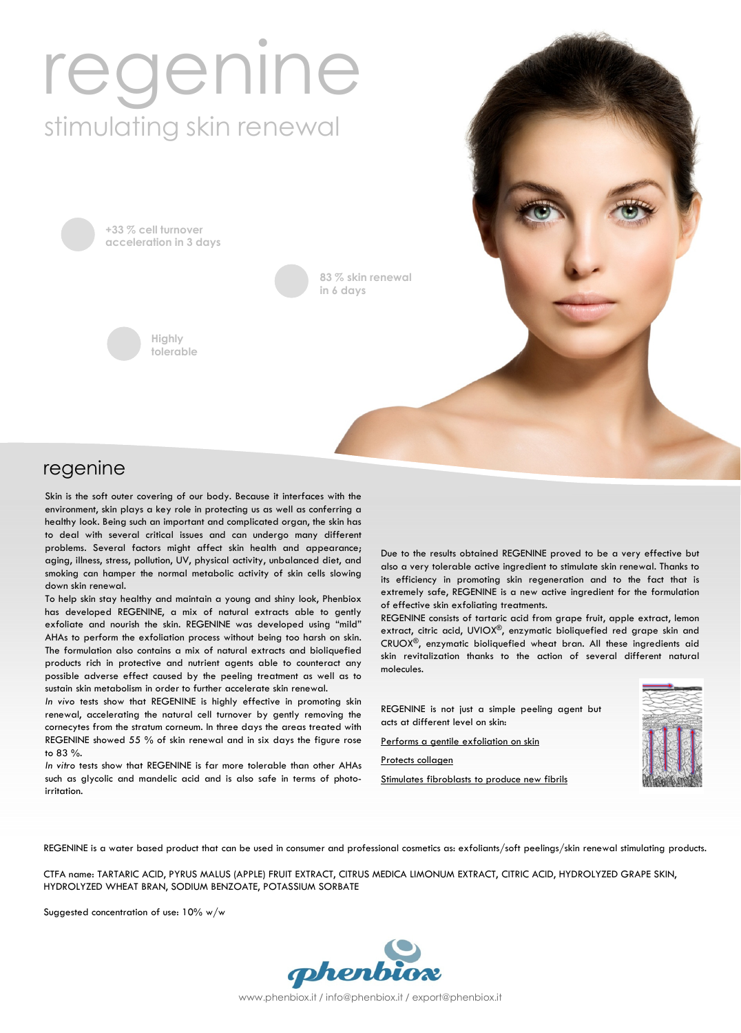# regenine

## stimulating skin renewal

+33 % cell turnover acceleration in 3 days

83 % skin renewal in 6 days

Highly tolerable

## regenine

Skin is the soft outer covering of our body. Because it interfaces with the environment, skin plays a key role in protecting us as well as conferring a healthy look. Being such an important and complicated organ, the skin has to deal with several critical issues and can undergo many different problems. Several factors might affect skin health and appearance; aging, illness, stress, pollution, UV, physical activity, unbalanced diet, and smoking can hamper the normal metabolic activity of skin cells slowing down skin renewal.

To help skin stay healthy and maintain a young and shiny look, Phenbiox has developed REGENINE, a mix of natural extracts able to gently exfoliate and nourish the skin. REGENINE was developed using "mild" AHAs to perform the exfoliation process without being too harsh on skin. The formulation also contains a mix of natural extracts and bioliquefied products rich in protective and nutrient agents able to counteract any possible adverse effect caused by the peeling treatment as well as to sustain skin metabolism in order to further accelerate skin renewal.

*In vivo* tests show that REGENINE is highly effective in promoting skin renewal, accelerating the natural cell turnover by gently removing the cornecytes from the stratum corneum. In three days the areas treated with REGENINE showed 55 % of skin renewal and in six days the figure rose to 83 %.

*In vitro* tests show that REGENINE is far more tolerable than other AHAs such as glycolic and mandelic acid and is also safe in terms of photo-irritation.

Due to the results obtained REGENINE proved to be a very effective but also a very tolerable active ingredient to stimulate skin renewal. Thanks to its efficiency in promoting skin regeneration and to the fact that is extremely safe, REGENINE is a new active ingredient for the formulation of effective skin exfoliating treatments.

REGENINE consists of tartaric acid from grape fruit, apple extract, lemon extract, citric acid, UVIOX®, enzymatic bioliquefied red grape skin and CRUOX®, enzymatic bioliquefied wheat bran. All these ingredients aid skin revitalization thanks to the action of several different natural molecules.

REGENINE is not just a simple peeling agent but acts at different level on skin:

Performs a gentile exfoliation on skin

Protects collagen

Stimulates fibroblasts to produce new fibrils

REGENINE is a water based product that can be used in consumer and professional cosmetics as: exfoliants/soft peelings/skin renewal stimulating products.

CTFA name: TARTARIC ACID, PYRUS MALUS (APPLE) FRUIT EXTRACT, CITRUS MEDICA LIMONUM EXTRACT, CITRIC ACID, HYDROLYZED GRAPE SKIN, HYDROLYZED WHEAT BRAN, SODIUM BENZOATE, POTASSIUM SORBATE

Suggested concentration of use: 10% w/w

phenbiox

www.phenbiox.it / info@phenbiox.it / export@phenbiox.it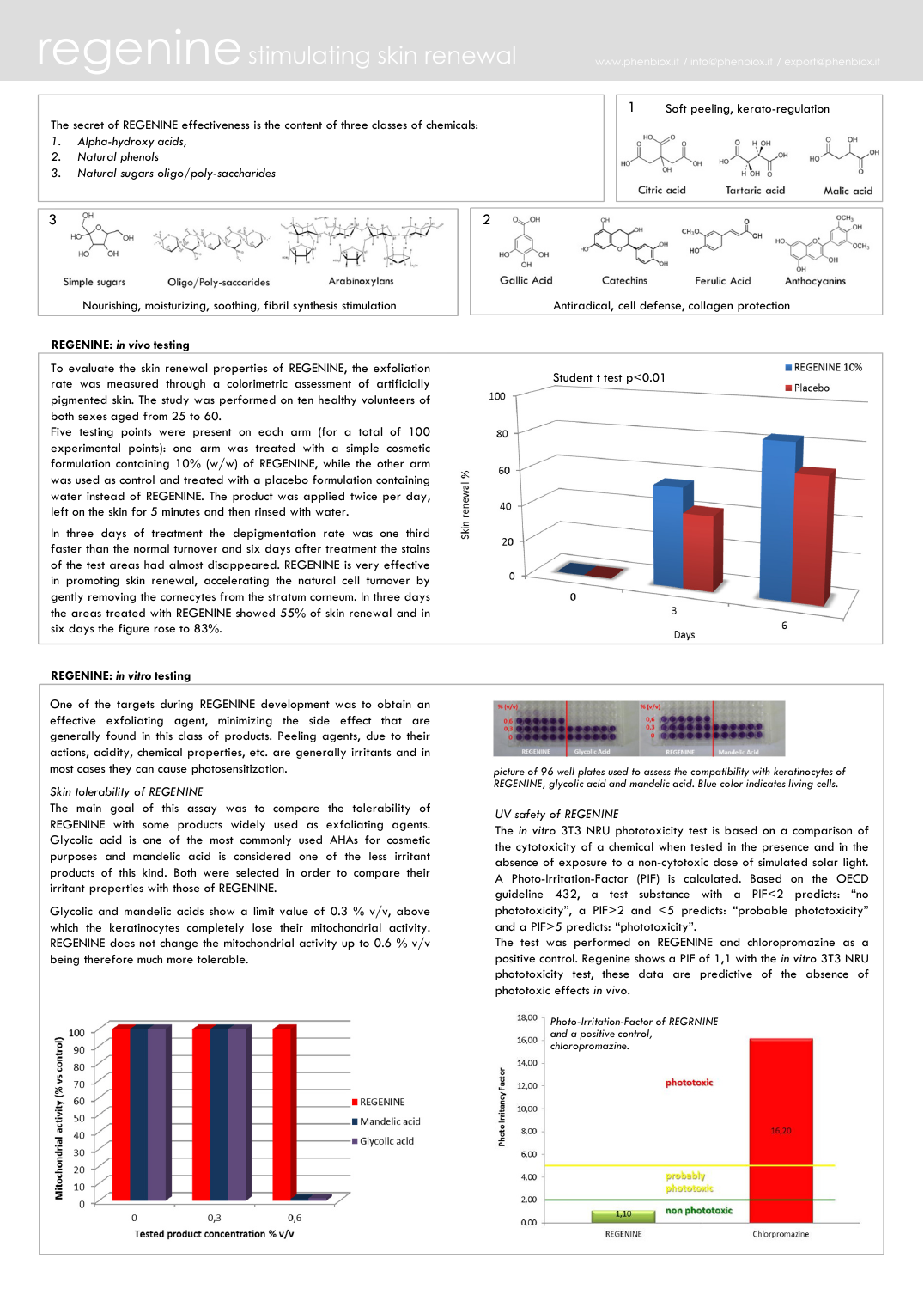# regenine stimulating skin renewal

www.phenbiox.it / info@phenbiox.it / export@phenbiox.it

The secret of REGENINE effectiveness is the content of three classes of chemicals:

1. *Alpha-hydroxy acids,*
2. *Natural phenols*
3. *Natural sugars oligo/poly-saccharides*

1 Soft peeling, kerato-regulation

Citric acid — Tartaric acid — Malic acid

3

Simple sugars — Oligo/Poly-saccarides — Arabinoxylans

Nourishing, moisturizing, soothing, fibril synthesis stimulation

2

Gallic Acid — Catechins — Ferulic Acid — Anthocyanins

Antiradical, cell defense, collagen protection

## REGENINE: *in vivo* testing

To evaluate the skin renewal properties of REGENINE, the exfoliation rate was measured through a colorimetric assessment of artificially pigmented skin. The study was performed on ten healthy volunteers of both sexes aged from 25 to 60.

Five testing points were present on each arm (for a total of 100 experimental points): one arm was treated with a simple cosmetic formulation containing 10% (w/w) of REGENINE, while the other arm was used as control and treated with a placebo formulation containing water instead of REGENINE. The product was applied twice per day, left on the skin for 5 minutes and then rinsed with water.

In three days of treatment the depigmentation rate was one third faster than the normal turnover and six days after treatment the stains of the test areas had almost disappeared. REGENINE is very effective in promoting skin renewal, accelerating the natural cell turnover by gently removing the cornecytes from the stratum corneum. In three days the areas treated with REGENINE showed 55% of skin renewal and in six days the figure rose to 83%.

Student t test p<0.01

REGENINE 10%
Placebo

Skin renewal %
100
80
60
40
20
0

0
3
6
Days

## REGENINE: *in vitro* testing

One of the targets during REGENINE development was to obtain an effective exfoliating agent, minimizing the side effect that are generally found in this class of products. Peeling agents, due to their actions, acidity, chemical properties, etc. are generally irritants and in most cases they can cause photosensitization.

*Skin tolerability of REGENINE*

The main goal of this assay was to compare the tolerability of REGENINE with some products widely used as exfoliating agents. Glycolic acid is one of the most commonly used AHAs for cosmetic purposes and mandelic acid is considered one of the less irritant products of this kind. Both were selected in order to compare their irritant properties with those of REGENINE.

Glycolic and mandelic acids show a limit value of 0.3 % v/v, above which the keratinocytes completely lose their mitochondrial activity. REGENINE does not change the mitochondrial activity up to 0.6 % v/v being therefore much more tolerable.

% (v/v) 0,6 0,3 0 — REGENINE — Glycolic Acid

% (v/v) 0,6 0,3 0 — REGENINE — Mandelic Acid

*picture of 96 well plates used to assess the compatibility with keratinocytes of REGENINE, glycolic acid and mandelic acid. Blue color indicates living cells.*

*UV safety of REGENINE*

The *in vitro* 3T3 NRU phototoxicity test is based on a comparison of the cytotoxicity of a chemical when tested in the presence and in the absence of exposure to a non-cytotoxic dose of simulated solar light. A Photo-Irritation-Factor (PIF) is calculated. Based on the OECD guideline 432, a test substance with a PIF<2 predicts: "no phototoxicity", a PIF>2 and <5 predicts: "probable phototoxicity" and a PIF>5 predicts: "phototoxicity".

The test was performed on REGENINE and chloropromazine as a positive control. Regenine shows a PIF of 1,1 with the *in vitro* 3T3 NRU phototoxicity test, these data are predictive of the absence of phototoxic effects *in vivo*.

Mitochondrial activity (% vs control)
100
90
80
70
60
50
40
30
20
10
0

REGENINE
Mandelic acid
Glycolic acid

0
0,3
0,6
Tested product concentration % v/v

*Photo-Irritation-Factor of REGRNINE and a positive control, chloropromazine.*

Photo Irritancy Factor
18,00
16,00
14,00
12,00
10,00
8,00
6,00
4,00
2,00
0,00

phototoxic
probably phototoxic
non phototoxic

1,10
16,20

REGENINE
Chlorpromazine